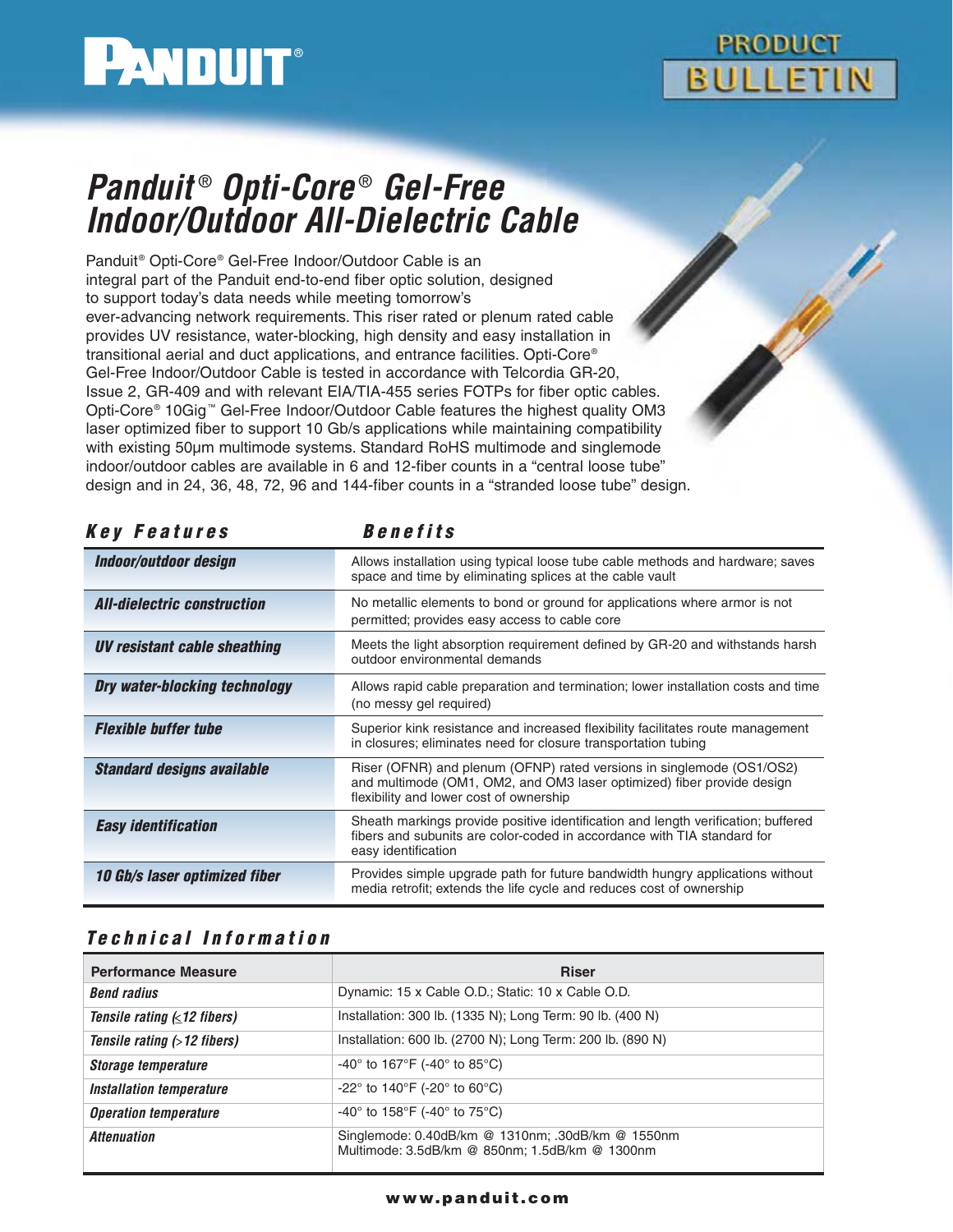PANDUIT®

PRODUCT BULLETIN

# Panduit® Opti-Core® Gel-Free Indoor/Outdoor All-Dielectric Cable

Panduit® Opti-Core® Gel-Free Indoor/Outdoor Cable is an integral part of the Panduit end-to-end fiber optic solution, designed to support today's data needs while meeting tomorrow's ever-advancing network requirements. This riser rated or plenum rated cable provides UV resistance, water-blocking, high density and easy installation in transitional aerial and duct applications, and entrance facilities. Opti-Core® Gel-Free Indoor/Outdoor Cable is tested in accordance with Telcordia GR-20, Issue 2, GR-409 and with relevant EIA/TIA-455 series FOTPs for fiber optic cables. Opti-Core® 10Gig™ Gel-Free Indoor/Outdoor Cable features the highest quality OM3 laser optimized fiber to support 10 Gb/s applications while maintaining compatibility with existing 50µm multimode systems. Standard RoHS multimode and singlemode indoor/outdoor cables are available in 6 and 12-fiber counts in a "central loose tube" design and in 24, 36, 48, 72, 96 and 144-fiber counts in a "stranded loose tube" design.

| Key Features | Benefits |
|---|---|
| ***Indoor/outdoor design*** | Allows installation using typical loose tube cable methods and hardware; saves space and time by eliminating splices at the cable vault |
| ***All-dielectric construction*** | No metallic elements to bond or ground for applications where armor is not permitted; provides easy access to cable core |
| ***UV resistant cable sheathing*** | Meets the light absorption requirement defined by GR-20 and withstands harsh outdoor environmental demands |
| ***Dry water-blocking technology*** | Allows rapid cable preparation and termination; lower installation costs and time (no messy gel required) |
| ***Flexible buffer tube*** | Superior kink resistance and increased flexibility facilitates route management in closures; eliminates need for closure transportation tubing |
| ***Standard designs available*** | Riser (OFNR) and plenum (OFNP) rated versions in singlemode (OS1/OS2) and multimode (OM1, OM2, and OM3 laser optimized) fiber provide design flexibility and lower cost of ownership |
| ***Easy identification*** | Sheath markings provide positive identification and length verification; buffered fibers and subunits are color-coded in accordance with TIA standard for easy identification |
| ***10 Gb/s laser optimized fiber*** | Provides simple upgrade path for future bandwidth hungry applications without media retrofit; extends the life cycle and reduces cost of ownership |

## Technical Information

| Performance Measure | Riser |
|---|---|
| ***Bend radius*** | Dynamic: 15 x Cable O.D.; Static: 10 x Cable O.D. |
| ***Tensile rating (≤12 fibers)*** | Installation: 300 lb. (1335 N); Long Term: 90 lb. (400 N) |
| ***Tensile rating (>12 fibers)*** | Installation: 600 lb. (2700 N); Long Term: 200 lb. (890 N) |
| ***Storage temperature*** | -40° to 167°F (-40° to 85°C) |
| ***Installation temperature*** | -22° to 140°F (-20° to 60°C) |
| ***Operation temperature*** | -40° to 158°F (-40° to 75°C) |
| ***Attenuation*** | Singlemode: 0.40dB/km @ 1310nm; .30dB/km @ 1550nm<br>Multimode: 3.5dB/km @ 850nm; 1.5dB/km @ 1300nm |

www.panduit.com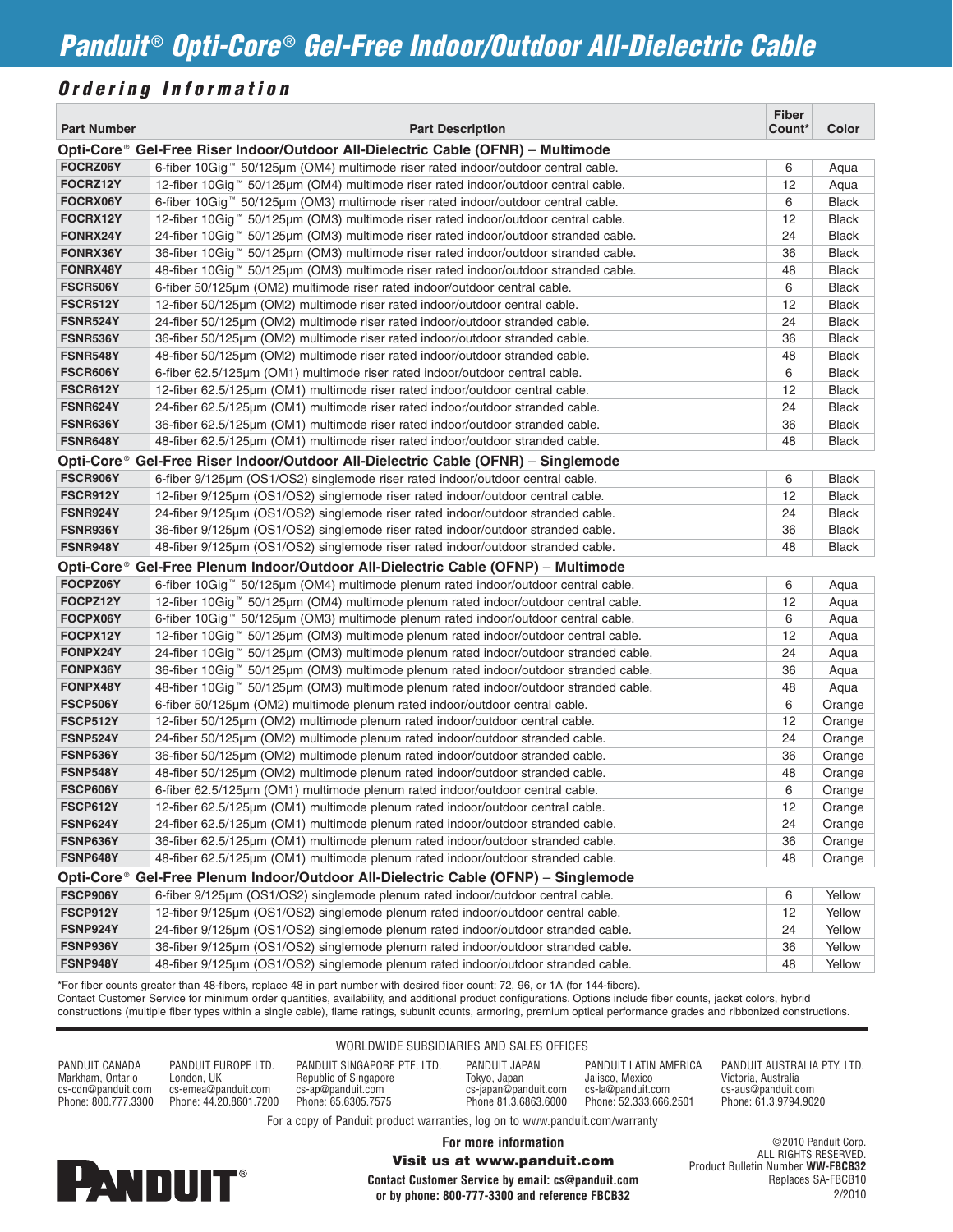# Panduit® Opti-Core® Gel-Free Indoor/Outdoor All-Dielectric Cable

## *Ordering Information*

| Part Number | Part Description | Fiber Count* | Color |
|---|---|---|---|
| **Opti-Core® Gel-Free Riser Indoor/Outdoor All-Dielectric Cable (OFNR) – Multimode** | | | |
| **FOCRZ06Y** | 6-fiber 10Gig™ 50/125µm (OM4) multimode riser rated indoor/outdoor central cable. | 6 | Aqua |
| **FOCRZ12Y** | 12-fiber 10Gig™ 50/125µm (OM4) multimode riser rated indoor/outdoor central cable. | 12 | Aqua |
| **FOCRX06Y** | 6-fiber 10Gig™ 50/125µm (OM3) multimode riser rated indoor/outdoor central cable. | 6 | Black |
| **FOCRX12Y** | 12-fiber 10Gig™ 50/125µm (OM3) multimode riser rated indoor/outdoor central cable. | 12 | Black |
| **FONRX24Y** | 24-fiber 10Gig™ 50/125µm (OM3) multimode riser rated indoor/outdoor stranded cable. | 24 | Black |
| **FONRX36Y** | 36-fiber 10Gig™ 50/125µm (OM3) multimode riser rated indoor/outdoor stranded cable. | 36 | Black |
| **FONRX48Y** | 48-fiber 10Gig™ 50/125µm (OM3) multimode riser rated indoor/outdoor stranded cable. | 48 | Black |
| **FSCR506Y** | 6-fiber 50/125µm (OM2) multimode riser rated indoor/outdoor central cable. | 6 | Black |
| **FSCR512Y** | 12-fiber 50/125µm (OM2) multimode riser rated indoor/outdoor central cable. | 12 | Black |
| **FSNR524Y** | 24-fiber 50/125µm (OM2) multimode riser rated indoor/outdoor stranded cable. | 24 | Black |
| **FSNR536Y** | 36-fiber 50/125µm (OM2) multimode riser rated indoor/outdoor stranded cable. | 36 | Black |
| **FSNR548Y** | 48-fiber 50/125µm (OM2) multimode riser rated indoor/outdoor stranded cable. | 48 | Black |
| **FSCR606Y** | 6-fiber 62.5/125µm (OM1) multimode riser rated indoor/outdoor central cable. | 6 | Black |
| **FSCR612Y** | 12-fiber 62.5/125µm (OM1) multimode riser rated indoor/outdoor central cable. | 12 | Black |
| **FSNR624Y** | 24-fiber 62.5/125µm (OM1) multimode riser rated indoor/outdoor stranded cable. | 24 | Black |
| **FSNR636Y** | 36-fiber 62.5/125µm (OM1) multimode riser rated indoor/outdoor stranded cable. | 36 | Black |
| **FSNR648Y** | 48-fiber 62.5/125µm (OM1) multimode riser rated indoor/outdoor stranded cable. | 48 | Black |
| **Opti-Core® Gel-Free Riser Indoor/Outdoor All-Dielectric Cable (OFNR) – Singlemode** | | | |
| **FSCR906Y** | 6-fiber 9/125µm (OS1/OS2) singlemode riser rated indoor/outdoor central cable. | 6 | Black |
| **FSCR912Y** | 12-fiber 9/125µm (OS1/OS2) singlemode riser rated indoor/outdoor central cable. | 12 | Black |
| **FSNR924Y** | 24-fiber 9/125µm (OS1/OS2) singlemode riser rated indoor/outdoor stranded cable. | 24 | Black |
| **FSNR936Y** | 36-fiber 9/125µm (OS1/OS2) singlemode riser rated indoor/outdoor stranded cable. | 36 | Black |
| **FSNR948Y** | 48-fiber 9/125µm (OS1/OS2) singlemode riser rated indoor/outdoor stranded cable. | 48 | Black |
| **Opti-Core® Gel-Free Plenum Indoor/Outdoor All-Dielectric Cable (OFNP) – Multimode** | | | |
| **FOCPZ06Y** | 6-fiber 10Gig™ 50/125µm (OM4) multimode plenum rated indoor/outdoor central cable. | 6 | Aqua |
| **FOCPZ12Y** | 12-fiber 10Gig™ 50/125µm (OM4) multimode plenum rated indoor/outdoor central cable. | 12 | Aqua |
| **FOCPX06Y** | 6-fiber 10Gig™ 50/125µm (OM3) multimode plenum rated indoor/outdoor central cable. | 6 | Aqua |
| **FOCPX12Y** | 12-fiber 10Gig™ 50/125µm (OM3) multimode plenum rated indoor/outdoor central cable. | 12 | Aqua |
| **FONPX24Y** | 24-fiber 10Gig™ 50/125µm (OM3) multimode plenum rated indoor/outdoor stranded cable. | 24 | Aqua |
| **FONPX36Y** | 36-fiber 10Gig™ 50/125µm (OM3) multimode plenum rated indoor/outdoor stranded cable. | 36 | Aqua |
| **FONPX48Y** | 48-fiber 10Gig™ 50/125µm (OM3) multimode plenum rated indoor/outdoor stranded cable. | 48 | Aqua |
| **FSCP506Y** | 6-fiber 50/125µm (OM2) multimode plenum rated indoor/outdoor central cable. | 6 | Orange |
| **FSCP512Y** | 12-fiber 50/125µm (OM2) multimode plenum rated indoor/outdoor central cable. | 12 | Orange |
| **FSNP524Y** | 24-fiber 50/125µm (OM2) multimode plenum rated indoor/outdoor stranded cable. | 24 | Orange |
| **FSNP536Y** | 36-fiber 50/125µm (OM2) multimode plenum rated indoor/outdoor stranded cable. | 36 | Orange |
| **FSNP548Y** | 48-fiber 50/125µm (OM2) multimode plenum rated indoor/outdoor stranded cable. | 48 | Orange |
| **FSCP606Y** | 6-fiber 62.5/125µm (OM1) multimode plenum rated indoor/outdoor central cable. | 6 | Orange |
| **FSCP612Y** | 12-fiber 62.5/125µm (OM1) multimode plenum rated indoor/outdoor central cable. | 12 | Orange |
| **FSNP624Y** | 24-fiber 62.5/125µm (OM1) multimode plenum rated indoor/outdoor stranded cable. | 24 | Orange |
| **FSNP636Y** | 36-fiber 62.5/125µm (OM1) multimode plenum rated indoor/outdoor stranded cable. | 36 | Orange |
| **FSNP648Y** | 48-fiber 62.5/125µm (OM1) multimode plenum rated indoor/outdoor stranded cable. | 48 | Orange |
| **Opti-Core® Gel-Free Plenum Indoor/Outdoor All-Dielectric Cable (OFNP) – Singlemode** | | | |
| **FSCP906Y** | 6-fiber 9/125µm (OS1/OS2) singlemode plenum rated indoor/outdoor central cable. | 6 | Yellow |
| **FSCP912Y** | 12-fiber 9/125µm (OS1/OS2) singlemode plenum rated indoor/outdoor central cable. | 12 | Yellow |
| **FSNP924Y** | 24-fiber 9/125µm (OS1/OS2) singlemode plenum rated indoor/outdoor stranded cable. | 24 | Yellow |
| **FSNP936Y** | 36-fiber 9/125µm (OS1/OS2) singlemode plenum rated indoor/outdoor stranded cable. | 36 | Yellow |
| **FSNP948Y** | 48-fiber 9/125µm (OS1/OS2) singlemode plenum rated indoor/outdoor stranded cable. | 48 | Yellow |

*For fiber counts greater than 48-fibers, replace 48 in part number with desired fiber count: 72, 96, or 1A (for 144-fibers).
Contact Customer Service for minimum order quantities, availability, and additional product configurations. Options include fiber counts, jacket colors, hybrid constructions (multiple fiber types within a single cable), flame ratings, subunit counts, armoring, premium optical performance grades and ribbonized constructions.

WORLDWIDE SUBSIDIARIES AND SALES OFFICES

PANDUIT CANADA
Markham, Ontario
cs-cdn@panduit.com
Phone: 800.777.3300

PANDUIT EUROPE LTD.
London, UK
cs-emea@panduit.com
Phone: 44.20.8601.7200

PANDUIT SINGAPORE PTE. LTD.
Republic of Singapore
cs-ap@panduit.com
Phone: 65.6305.7575

PANDUIT JAPAN
Tokyo, Japan
cs-japan@panduit.com
Phone 81.3.6863.6000

PANDUIT LATIN AMERICA
Jalisco, Mexico
cs-la@panduit.com
Phone: 52.333.666.2501

PANDUIT AUSTRALIA PTY. LTD.
Victoria, Australia
cs-aus@panduit.com
Phone: 61.3.9794.9020

For a copy of Panduit product warranties, log on to www.panduit.com/warranty

PANDUIT®

**For more information**
**Visit us at www.panduit.com**
**Contact Customer Service by email: cs@panduit.com**
**or by phone: 800-777-3300 and reference FBCB32**

©2010 Panduit Corp.
ALL RIGHTS RESERVED.
Product Bulletin Number **WW-FBCB32**
Replaces SA-FBCB10
2/2010